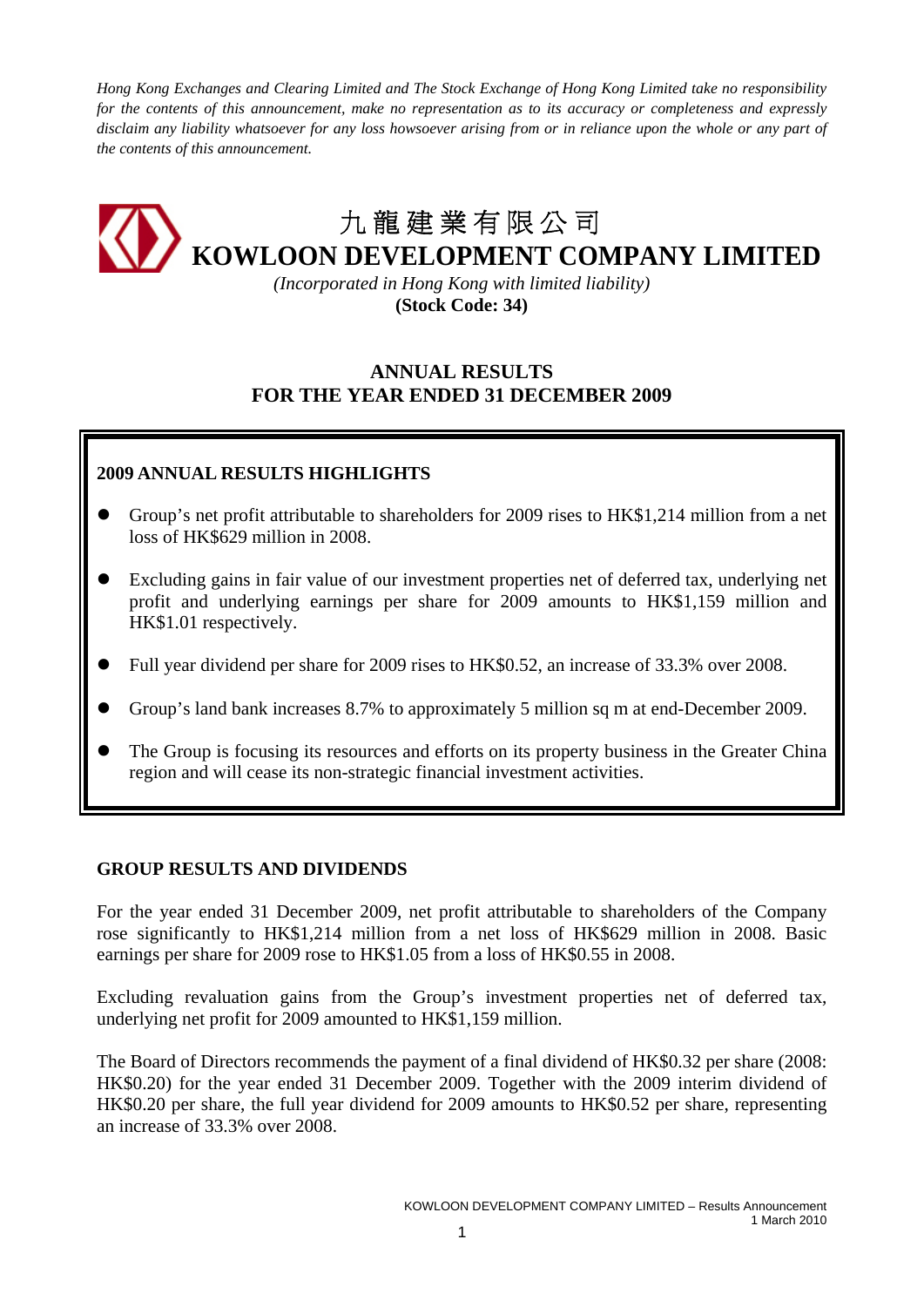*Hong Kong Exchanges and Clearing Limited and The Stock Exchange of Hong Kong Limited take no responsibility for the contents of this announcement, make no representation as to its accuracy or completeness and expressly disclaim any liability whatsoever for any loss howsoever arising from or in reliance upon the whole or any part of the contents of this announcement.*

# 九龍建業有限公司
# KOWLOON DEVELOPMENT COMPANY LIMITED

*(Incorporated in Hong Kong with limited liability)*

**(Stock Code: 34)**

## ANNUAL RESULTS
## FOR THE YEAR ENDED 31 DECEMBER 2009

**2009 ANNUAL RESULTS HIGHLIGHTS**

- Group's net profit attributable to shareholders for 2009 rises to HK$1,214 million from a net loss of HK$629 million in 2008.
- Excluding gains in fair value of our investment properties net of deferred tax, underlying net profit and underlying earnings per share for 2009 amounts to HK$1,159 million and HK$1.01 respectively.
- Full year dividend per share for 2009 rises to HK$0.52, an increase of 33.3% over 2008.
- Group's land bank increases 8.7% to approximately 5 million sq m at end-December 2009.
- The Group is focusing its resources and efforts on its property business in the Greater China region and will cease its non-strategic financial investment activities.

**GROUP RESULTS AND DIVIDENDS**

For the year ended 31 December 2009, net profit attributable to shareholders of the Company rose significantly to HK$1,214 million from a net loss of HK$629 million in 2008. Basic earnings per share for 2009 rose to HK$1.05 from a loss of HK$0.55 in 2008.

Excluding revaluation gains from the Group's investment properties net of deferred tax, underlying net profit for 2009 amounted to HK$1,159 million.

The Board of Directors recommends the payment of a final dividend of HK$0.32 per share (2008: HK$0.20) for the year ended 31 December 2009. Together with the 2009 interim dividend of HK$0.20 per share, the full year dividend for 2009 amounts to HK$0.52 per share, representing an increase of 33.3% over 2008.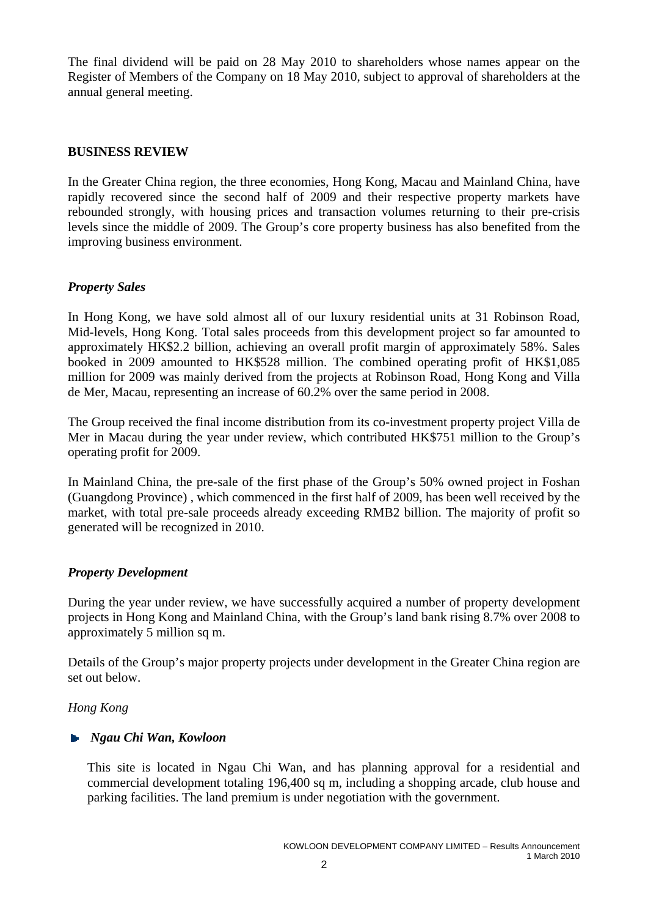The final dividend will be paid on 28 May 2010 to shareholders whose names appear on the Register of Members of the Company on 18 May 2010, subject to approval of shareholders at the annual general meeting.

## BUSINESS REVIEW

In the Greater China region, the three economies, Hong Kong, Macau and Mainland China, have rapidly recovered since the second half of 2009 and their respective property markets have rebounded strongly, with housing prices and transaction volumes returning to their pre-crisis levels since the middle of 2009. The Group's core property business has also benefited from the improving business environment.

### *Property Sales*

In Hong Kong, we have sold almost all of our luxury residential units at 31 Robinson Road, Mid-levels, Hong Kong. Total sales proceeds from this development project so far amounted to approximately HK$2.2 billion, achieving an overall profit margin of approximately 58%. Sales booked in 2009 amounted to HK$528 million. The combined operating profit of HK$1,085 million for 2009 was mainly derived from the projects at Robinson Road, Hong Kong and Villa de Mer, Macau, representing an increase of 60.2% over the same period in 2008.

The Group received the final income distribution from its co-investment property project Villa de Mer in Macau during the year under review, which contributed HK$751 million to the Group's operating profit for 2009.

In Mainland China, the pre-sale of the first phase of the Group's 50% owned project in Foshan (Guangdong Province) , which commenced in the first half of 2009, has been well received by the market, with total pre-sale proceeds already exceeding RMB2 billion. The majority of profit so generated will be recognized in 2010.

### *Property Development*

During the year under review, we have successfully acquired a number of property development projects in Hong Kong and Mainland China, with the Group's land bank rising 8.7% over 2008 to approximately 5 million sq m.

Details of the Group's major property projects under development in the Greater China region are set out below.

*Hong Kong*

- ***Ngau Chi Wan, Kowloon***

  This site is located in Ngau Chi Wan, and has planning approval for a residential and commercial development totaling 196,400 sq m, including a shopping arcade, club house and parking facilities. The land premium is under negotiation with the government.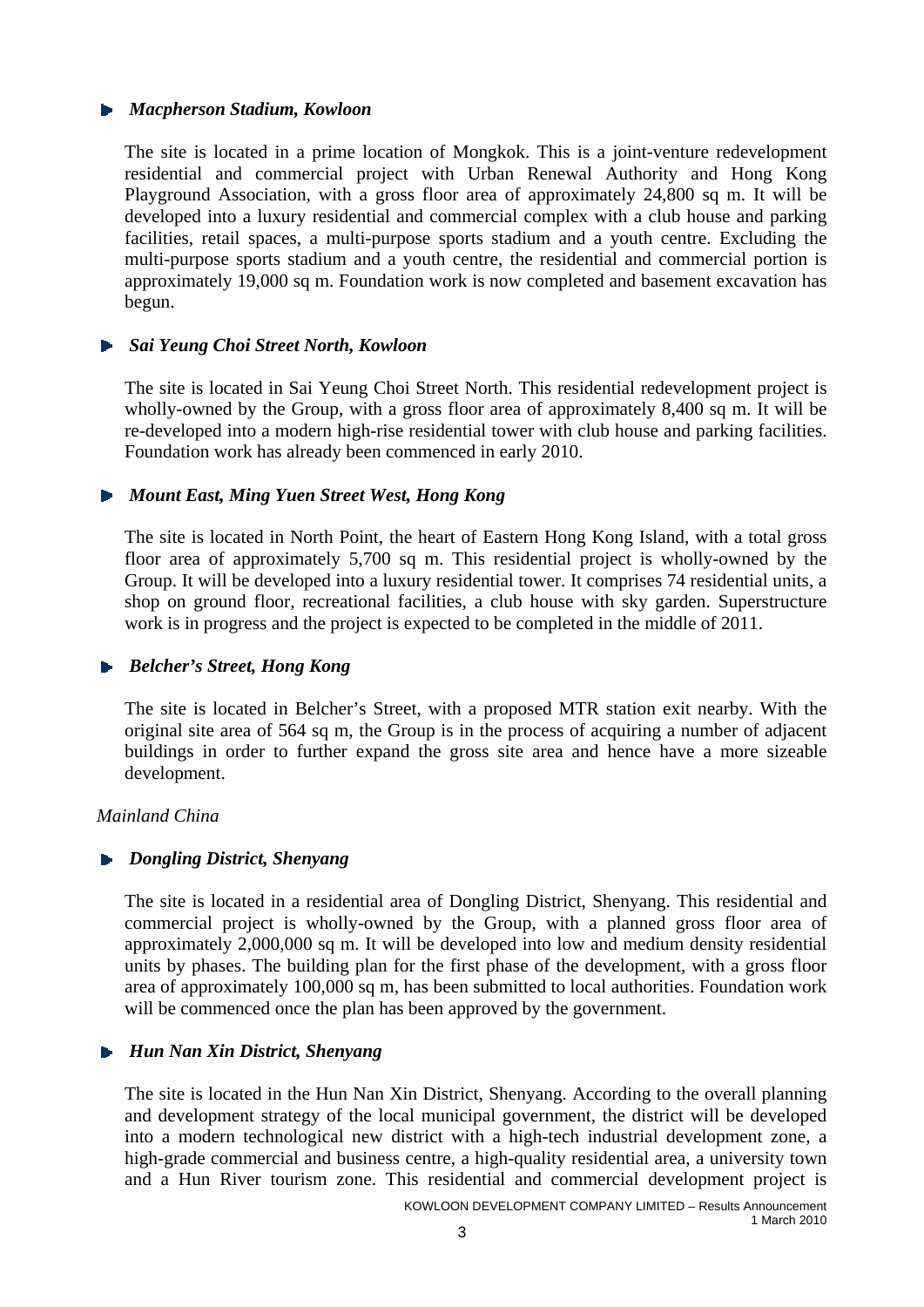- ***Macpherson Stadium, Kowloon***

  The site is located in a prime location of Mongkok. This is a joint-venture redevelopment residential and commercial project with Urban Renewal Authority and Hong Kong Playground Association, with a gross floor area of approximately 24,800 sq m. It will be developed into a luxury residential and commercial complex with a club house and parking facilities, retail spaces, a multi-purpose sports stadium and a youth centre. Excluding the multi-purpose sports stadium and a youth centre, the residential and commercial portion is approximately 19,000 sq m. Foundation work is now completed and basement excavation has begun.

- ***Sai Yeung Choi Street North, Kowloon***

  The site is located in Sai Yeung Choi Street North. This residential redevelopment project is wholly-owned by the Group, with a gross floor area of approximately 8,400 sq m. It will be re-developed into a modern high-rise residential tower with club house and parking facilities. Foundation work has already been commenced in early 2010.

- ***Mount East, Ming Yuen Street West, Hong Kong***

  The site is located in North Point, the heart of Eastern Hong Kong Island, with a total gross floor area of approximately 5,700 sq m. This residential project is wholly-owned by the Group. It will be developed into a luxury residential tower. It comprises 74 residential units, a shop on ground floor, recreational facilities, a club house with sky garden. Superstructure work is in progress and the project is expected to be completed in the middle of 2011.

- ***Belcher's Street, Hong Kong***

  The site is located in Belcher's Street, with a proposed MTR station exit nearby. With the original site area of 564 sq m, the Group is in the process of acquiring a number of adjacent buildings in order to further expand the gross site area and hence have a more sizeable development.

*Mainland China*

- ***Dongling District, Shenyang***

  The site is located in a residential area of Dongling District, Shenyang. This residential and commercial project is wholly-owned by the Group, with a planned gross floor area of approximately 2,000,000 sq m. It will be developed into low and medium density residential units by phases. The building plan for the first phase of the development, with a gross floor area of approximately 100,000 sq m, has been submitted to local authorities. Foundation work will be commenced once the plan has been approved by the government.

- ***Hun Nan Xin District, Shenyang***

  The site is located in the Hun Nan Xin District, Shenyang. According to the overall planning and development strategy of the local municipal government, the district will be developed into a modern technological new district with a high-tech industrial development zone, a high-grade commercial and business centre, a high-quality residential area, a university town and a Hun River tourism zone. This residential and commercial development project is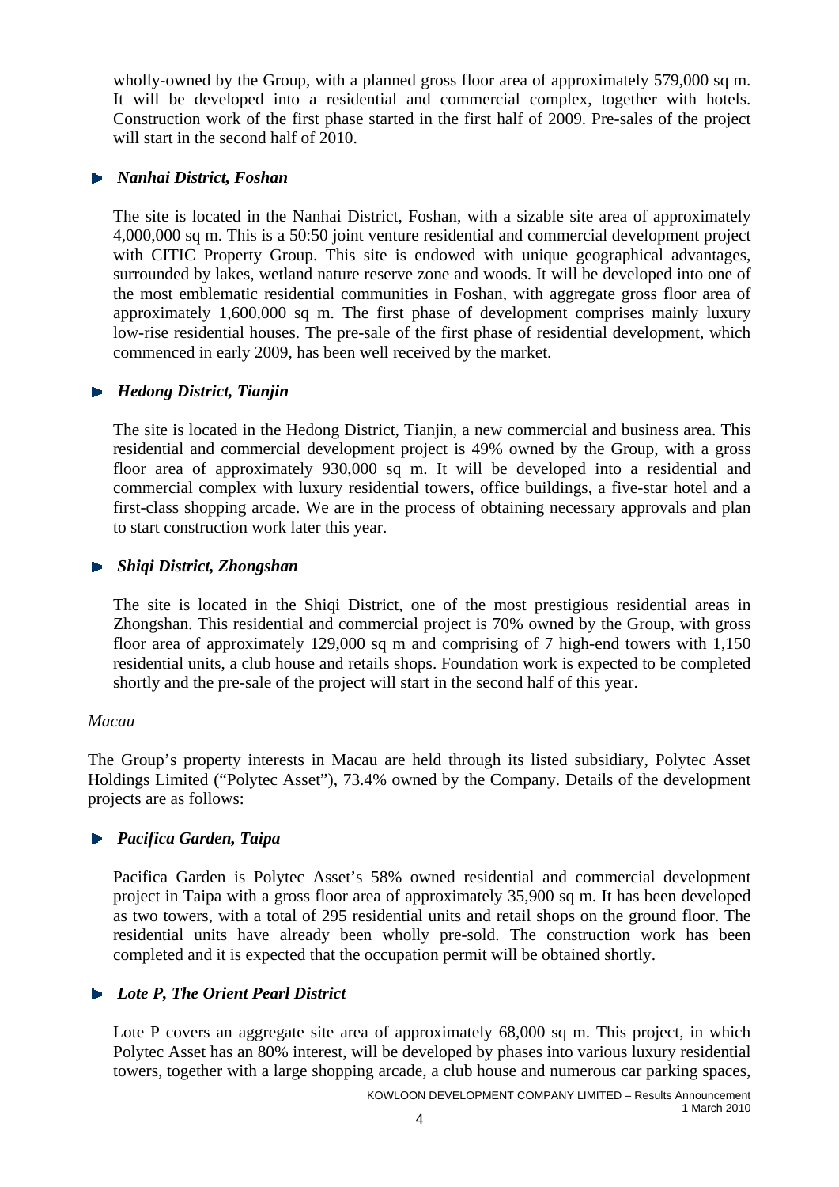wholly-owned by the Group, with a planned gross floor area of approximately 579,000 sq m. It will be developed into a residential and commercial complex, together with hotels. Construction work of the first phase started in the first half of 2009. Pre-sales of the project will start in the second half of 2010.

- ***Nanhai District, Foshan***

The site is located in the Nanhai District, Foshan, with a sizable site area of approximately 4,000,000 sq m. This is a 50:50 joint venture residential and commercial development project with CITIC Property Group. This site is endowed with unique geographical advantages, surrounded by lakes, wetland nature reserve zone and woods. It will be developed into one of the most emblematic residential communities in Foshan, with aggregate gross floor area of approximately 1,600,000 sq m. The first phase of development comprises mainly luxury low-rise residential houses. The pre-sale of the first phase of residential development, which commenced in early 2009, has been well received by the market.

- ***Hedong District, Tianjin***

The site is located in the Hedong District, Tianjin, a new commercial and business area. This residential and commercial development project is 49% owned by the Group, with a gross floor area of approximately 930,000 sq m. It will be developed into a residential and commercial complex with luxury residential towers, office buildings, a five-star hotel and a first-class shopping arcade. We are in the process of obtaining necessary approvals and plan to start construction work later this year.

- ***Shiqi District, Zhongshan***

The site is located in the Shiqi District, one of the most prestigious residential areas in Zhongshan. This residential and commercial project is 70% owned by the Group, with gross floor area of approximately 129,000 sq m and comprising of 7 high-end towers with 1,150 residential units, a club house and retails shops. Foundation work is expected to be completed shortly and the pre-sale of the project will start in the second half of this year.

*Macau*

The Group's property interests in Macau are held through its listed subsidiary, Polytec Asset Holdings Limited ("Polytec Asset"), 73.4% owned by the Company. Details of the development projects are as follows:

- ***Pacifica Garden, Taipa***

Pacifica Garden is Polytec Asset's 58% owned residential and commercial development project in Taipa with a gross floor area of approximately 35,900 sq m. It has been developed as two towers, with a total of 295 residential units and retail shops on the ground floor. The residential units have already been wholly pre-sold. The construction work has been completed and it is expected that the occupation permit will be obtained shortly.

- ***Lote P, The Orient Pearl District***

Lote P covers an aggregate site area of approximately 68,000 sq m. This project, in which Polytec Asset has an 80% interest, will be developed by phases into various luxury residential towers, together with a large shopping arcade, a club house and numerous car parking spaces,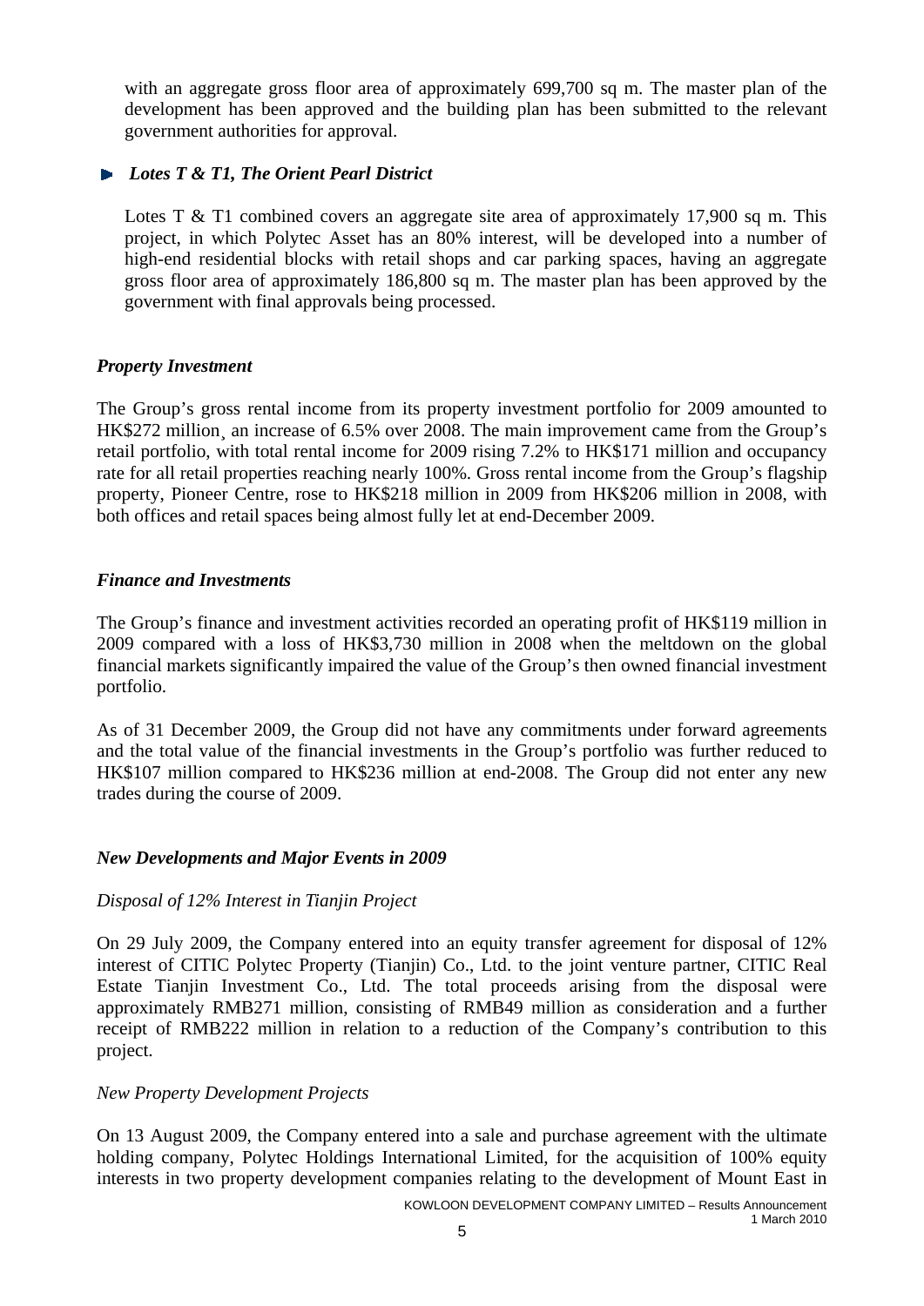with an aggregate gross floor area of approximately 699,700 sq m. The master plan of the development has been approved and the building plan has been submitted to the relevant government authorities for approval.

- ***Lotes T & T1, The Orient Pearl District***

  Lotes T & T1 combined covers an aggregate site area of approximately 17,900 sq m. This project, in which Polytec Asset has an 80% interest, will be developed into a number of high-end residential blocks with retail shops and car parking spaces, having an aggregate gross floor area of approximately 186,800 sq m. The master plan has been approved by the government with final approvals being processed.

***Property Investment***

The Group's gross rental income from its property investment portfolio for 2009 amounted to HK$272 million¸ an increase of 6.5% over 2008. The main improvement came from the Group's retail portfolio, with total rental income for 2009 rising 7.2% to HK$171 million and occupancy rate for all retail properties reaching nearly 100%. Gross rental income from the Group's flagship property, Pioneer Centre, rose to HK$218 million in 2009 from HK$206 million in 2008, with both offices and retail spaces being almost fully let at end-December 2009.

***Finance and Investments***

The Group's finance and investment activities recorded an operating profit of HK$119 million in 2009 compared with a loss of HK$3,730 million in 2008 when the meltdown on the global financial markets significantly impaired the value of the Group's then owned financial investment portfolio.

As of 31 December 2009, the Group did not have any commitments under forward agreements and the total value of the financial investments in the Group's portfolio was further reduced to HK$107 million compared to HK$236 million at end-2008. The Group did not enter any new trades during the course of 2009.

***New Developments and Major Events in 2009***

*Disposal of 12% Interest in Tianjin Project*

On 29 July 2009, the Company entered into an equity transfer agreement for disposal of 12% interest of CITIC Polytec Property (Tianjin) Co., Ltd. to the joint venture partner, CITIC Real Estate Tianjin Investment Co., Ltd. The total proceeds arising from the disposal were approximately RMB271 million, consisting of RMB49 million as consideration and a further receipt of RMB222 million in relation to a reduction of the Company's contribution to this project.

*New Property Development Projects*

On 13 August 2009, the Company entered into a sale and purchase agreement with the ultimate holding company, Polytec Holdings International Limited, for the acquisition of 100% equity interests in two property development companies relating to the development of Mount East in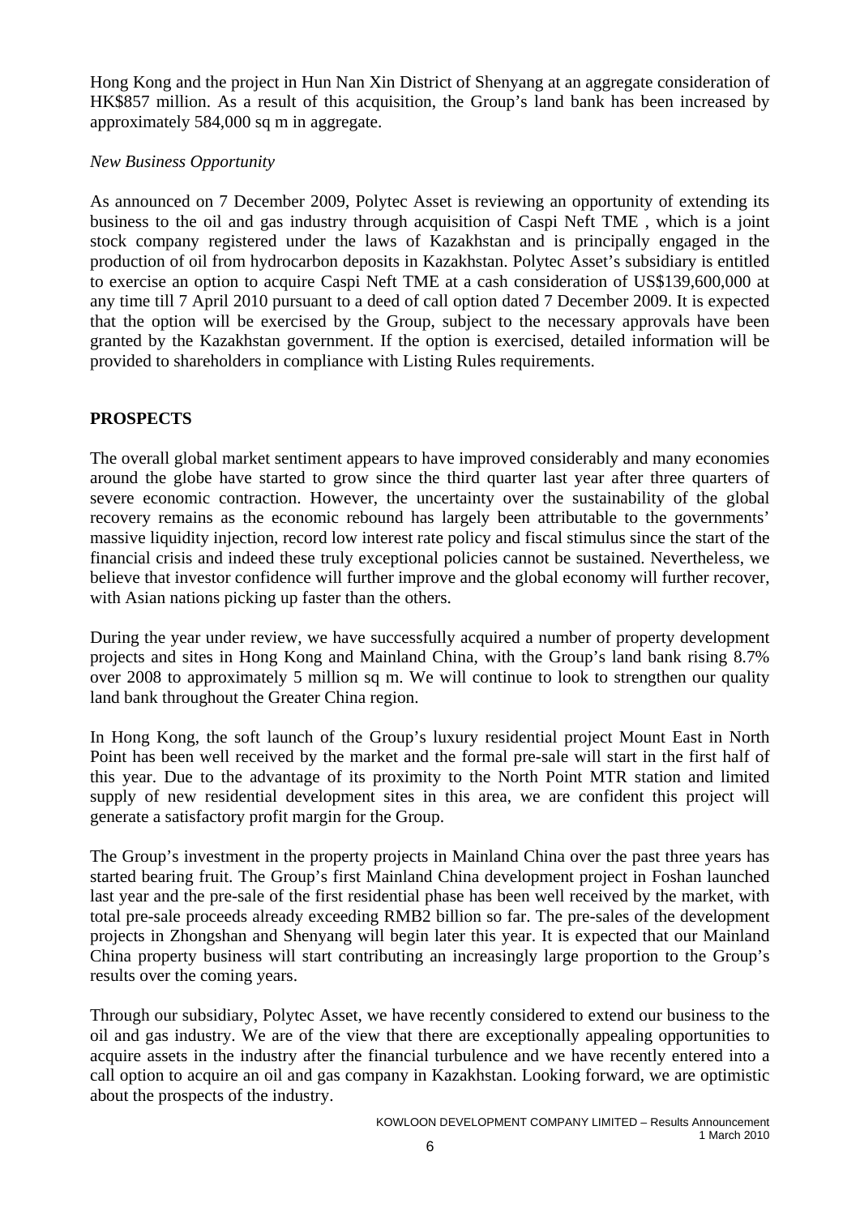Hong Kong and the project in Hun Nan Xin District of Shenyang at an aggregate consideration of HK$857 million. As a result of this acquisition, the Group's land bank has been increased by approximately 584,000 sq m in aggregate.

*New Business Opportunity*

As announced on 7 December 2009, Polytec Asset is reviewing an opportunity of extending its business to the oil and gas industry through acquisition of Caspi Neft TME , which is a joint stock company registered under the laws of Kazakhstan and is principally engaged in the production of oil from hydrocarbon deposits in Kazakhstan. Polytec Asset's subsidiary is entitled to exercise an option to acquire Caspi Neft TME at a cash consideration of US$139,600,000 at any time till 7 April 2010 pursuant to a deed of call option dated 7 December 2009. It is expected that the option will be exercised by the Group, subject to the necessary approvals have been granted by the Kazakhstan government. If the option is exercised, detailed information will be provided to shareholders in compliance with Listing Rules requirements.

## PROSPECTS

The overall global market sentiment appears to have improved considerably and many economies around the globe have started to grow since the third quarter last year after three quarters of severe economic contraction. However, the uncertainty over the sustainability of the global recovery remains as the economic rebound has largely been attributable to the governments' massive liquidity injection, record low interest rate policy and fiscal stimulus since the start of the financial crisis and indeed these truly exceptional policies cannot be sustained. Nevertheless, we believe that investor confidence will further improve and the global economy will further recover, with Asian nations picking up faster than the others.

During the year under review, we have successfully acquired a number of property development projects and sites in Hong Kong and Mainland China, with the Group's land bank rising 8.7% over 2008 to approximately 5 million sq m. We will continue to look to strengthen our quality land bank throughout the Greater China region.

In Hong Kong, the soft launch of the Group's luxury residential project Mount East in North Point has been well received by the market and the formal pre-sale will start in the first half of this year. Due to the advantage of its proximity to the North Point MTR station and limited supply of new residential development sites in this area, we are confident this project will generate a satisfactory profit margin for the Group.

The Group's investment in the property projects in Mainland China over the past three years has started bearing fruit. The Group's first Mainland China development project in Foshan launched last year and the pre-sale of the first residential phase has been well received by the market, with total pre-sale proceeds already exceeding RMB2 billion so far. The pre-sales of the development projects in Zhongshan and Shenyang will begin later this year. It is expected that our Mainland China property business will start contributing an increasingly large proportion to the Group's results over the coming years.

Through our subsidiary, Polytec Asset, we have recently considered to extend our business to the oil and gas industry. We are of the view that there are exceptionally appealing opportunities to acquire assets in the industry after the financial turbulence and we have recently entered into a call option to acquire an oil and gas company in Kazakhstan. Looking forward, we are optimistic about the prospects of the industry.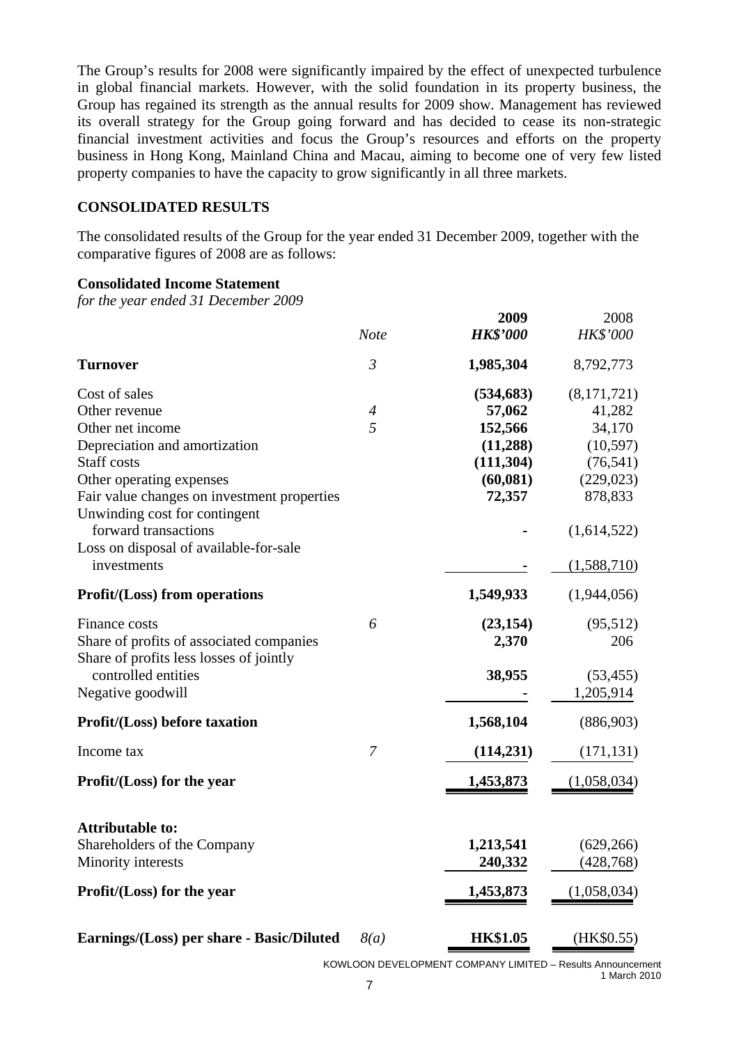The Group's results for 2008 were significantly impaired by the effect of unexpected turbulence in global financial markets. However, with the solid foundation in its property business, the Group has regained its strength as the annual results for 2009 show. Management has reviewed its overall strategy for the Group going forward and has decided to cease its non-strategic financial investment activities and focus the Group's resources and efforts on the property business in Hong Kong, Mainland China and Macau, aiming to become one of very few listed property companies to have the capacity to grow significantly in all three markets.

## CONSOLIDATED RESULTS

The consolidated results of the Group for the year ended 31 December 2009, together with the comparative figures of 2008 are as follows:

**Consolidated Income Statement**
*for the year ended 31 December 2009*

| | *Note* | **2009** **_HK$'000_** | 2008 *HK$'000* |
|---|---|---|---|
| **Turnover** | *3* | **1,985,304** | 8,792,773 |
| Cost of sales | | **(534,683)** | (8,171,721) |
| Other revenue | *4* | **57,062** | 41,282 |
| Other net income | *5* | **152,566** | 34,170 |
| Depreciation and amortization | | **(11,288)** | (10,597) |
| Staff costs | | **(111,304)** | (76,541) |
| Other operating expenses | | **(60,081)** | (229,023) |
| Fair value changes on investment properties | | **72,357** | 878,833 |
| Unwinding cost for contingent forward transactions | | **-** | (1,614,522) |
| Loss on disposal of available-for-sale investments | | **-** | (1,588,710) |
| **Profit/(Loss) from operations** | | **1,549,933** | (1,944,056) |
| Finance costs | *6* | **(23,154)** | (95,512) |
| Share of profits of associated companies | | **2,370** | 206 |
| Share of profits less losses of jointly controlled entities | | **38,955** | (53,455) |
| Negative goodwill | | **-** | 1,205,914 |
| **Profit/(Loss) before taxation** | | **1,568,104** | (886,903) |
| Income tax | *7* | **(114,231)** | (171,131) |
| **Profit/(Loss) for the year** | | **1,453,873** | (1,058,034) |
| **Attributable to:** | | | |
| Shareholders of the Company | | **1,213,541** | (629,266) |
| Minority interests | | **240,332** | (428,768) |
| **Profit/(Loss) for the year** | | **1,453,873** | (1,058,034) |
| **Earnings/(Loss) per share - Basic/Diluted** | *8(a)* | **HK$1.05** | (HK$0.55) |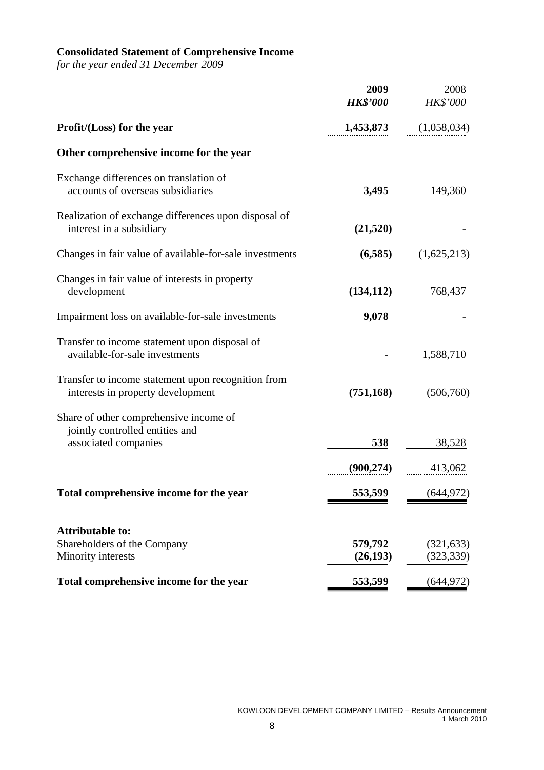**Consolidated Statement of Comprehensive Income**

*for the year ended 31 December 2009*

| | 2009<br>*HK$'000* | 2008<br>*HK$'000* |
|---|---|---|
| **Profit/(Loss) for the year** | **1,453,873** | (1,058,034) |
| **Other comprehensive income for the year** | | |
| Exchange differences on translation of accounts of overseas subsidiaries | **3,495** | 149,360 |
| Realization of exchange differences upon disposal of interest in a subsidiary | **(21,520)** | - |
| Changes in fair value of available-for-sale investments | **(6,585)** | (1,625,213) |
| Changes in fair value of interests in property development | **(134,112)** | 768,437 |
| Impairment loss on available-for-sale investments | **9,078** | - |
| Transfer to income statement upon disposal of available-for-sale investments | **-** | 1,588,710 |
| Transfer to income statement upon recognition from interests in property development | **(751,168)** | (506,760) |
| Share of other comprehensive income of jointly controlled entities and associated companies | **538** | 38,528 |
| | **(900,274)** | 413,062 |
| **Total comprehensive income for the year** | **553,599** | (644,972) |
| **Attributable to:** | | |
| Shareholders of the Company | **579,792** | (321,633) |
| Minority interests | **(26,193)** | (323,339) |
| **Total comprehensive income for the year** | **553,599** | (644,972) |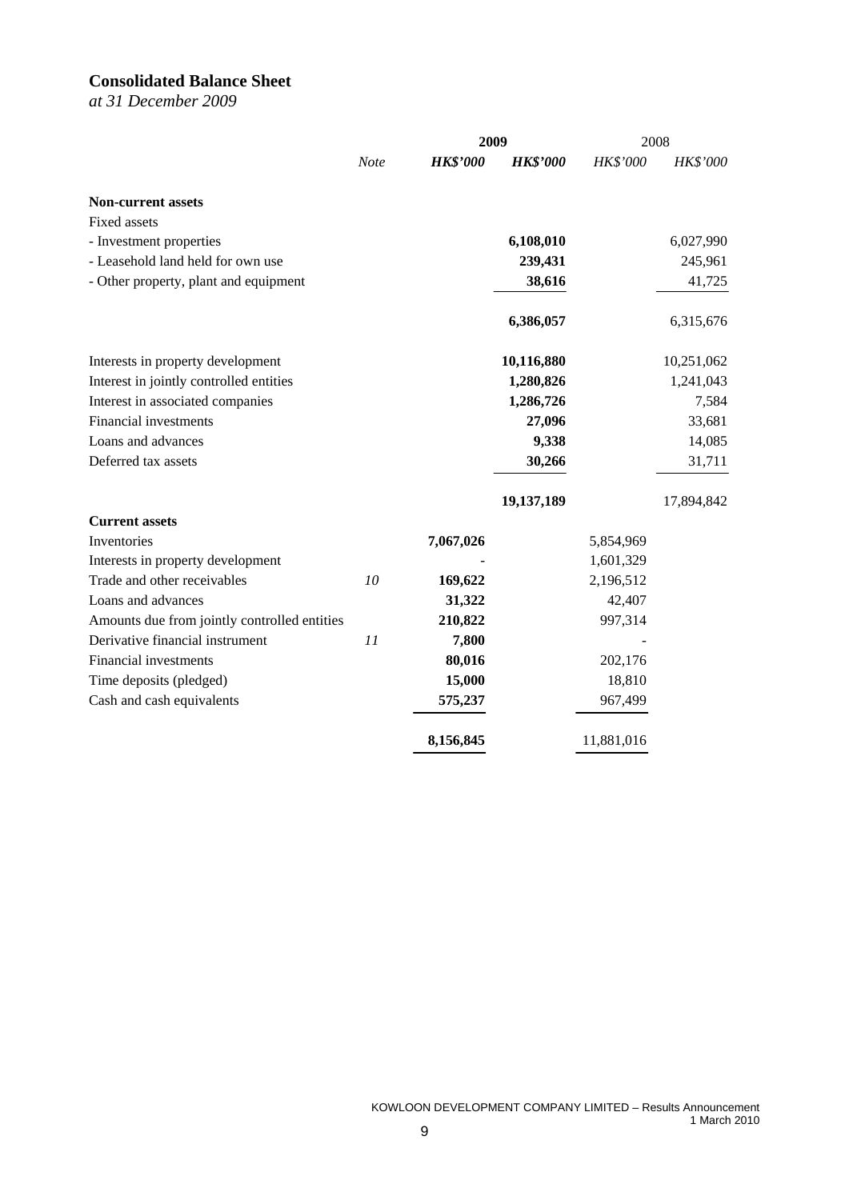## Consolidated Balance Sheet

*at 31 December 2009*

| | *Note* | **2009** *HK$'000* | **2009** *HK$'000* | 2008 *HK$'000* | 2008 *HK$'000* |
|---|---|---|---|---|---|
| **Non-current assets** | | | | | |
| Fixed assets | | | | | |
| - Investment properties | | | **6,108,010** | | 6,027,990 |
| - Leasehold land held for own use | | | **239,431** | | 245,961 |
| - Other property, plant and equipment | | | **38,616** | | 41,725 |
| | | | **6,386,057** | | 6,315,676 |
| Interests in property development | | | **10,116,880** | | 10,251,062 |
| Interest in jointly controlled entities | | | **1,280,826** | | 1,241,043 |
| Interest in associated companies | | | **1,286,726** | | 7,584 |
| Financial investments | | | **27,096** | | 33,681 |
| Loans and advances | | | **9,338** | | 14,085 |
| Deferred tax assets | | | **30,266** | | 31,711 |
| | | | **19,137,189** | | 17,894,842 |
| **Current assets** | | | | | |
| Inventories | | **7,067,026** | | 5,854,969 | |
| Interests in property development | | **-** | | 1,601,329 | |
| Trade and other receivables | *10* | **169,622** | | 2,196,512 | |
| Loans and advances | | **31,322** | | 42,407 | |
| Amounts due from jointly controlled entities | | **210,822** | | 997,314 | |
| Derivative financial instrument | *11* | **7,800** | | - | |
| Financial investments | | **80,016** | | 202,176 | |
| Time deposits (pledged) | | **15,000** | | 18,810 | |
| Cash and cash equivalents | | **575,237** | | 967,499 | |
| | | **8,156,845** | | 11,881,016 | |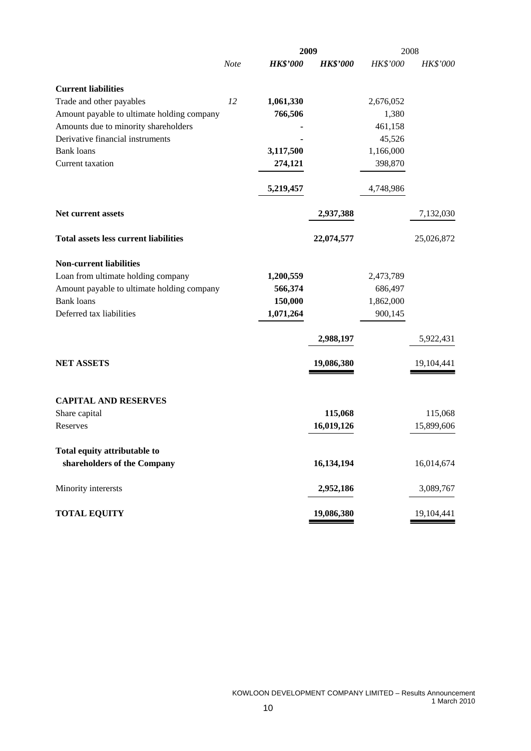| | Note | 2009 HK$'000 | 2009 HK$'000 | 2008 HK$'000 | 2008 HK$'000 |
|---|---|---|---|---|---|
| **Current liabilities** | | | | | |
| Trade and other payables | *12* | **1,061,330** | | 2,676,052 | |
| Amount payable to ultimate holding company | | **766,506** | | 1,380 | |
| Amounts due to minority shareholders | | **-** | | 461,158 | |
| Derivative financial instruments | | **-** | | 45,526 | |
| Bank loans | | **3,117,500** | | 1,166,000 | |
| Current taxation | | **274,121** | | 398,870 | |
| | | **5,219,457** | | 4,748,986 | |
| **Net current assets** | | | **2,937,388** | | 7,132,030 |
| **Total assets less current liabilities** | | | **22,074,577** | | 25,026,872 |
| **Non-current liabilities** | | | | | |
| Loan from ultimate holding company | | **1,200,559** | | 2,473,789 | |
| Amount payable to ultimate holding company | | **566,374** | | 686,497 | |
| Bank loans | | **150,000** | | 1,862,000 | |
| Deferred tax liabilities | | **1,071,264** | | 900,145 | |
| | | | **2,988,197** | | 5,922,431 |
| **NET ASSETS** | | | **19,086,380** | | 19,104,441 |
| **CAPITAL AND RESERVES** | | | | | |
| Share capital | | | **115,068** | | 115,068 |
| Reserves | | | **16,019,126** | | 15,899,606 |
| **Total equity attributable to shareholders of the Company** | | | **16,134,194** | | 16,014,674 |
| Minority interersts | | | **2,952,186** | | 3,089,767 |
| **TOTAL EQUITY** | | | **19,086,380** | | 19,104,441 |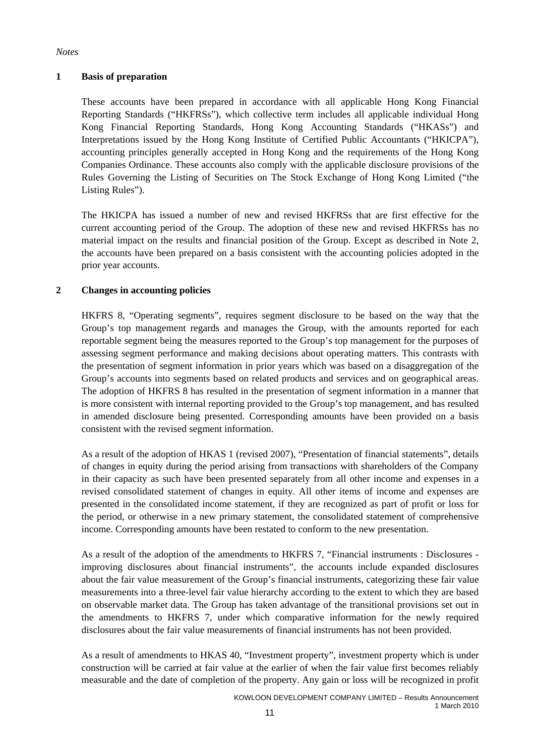*Notes*

## 1 Basis of preparation

These accounts have been prepared in accordance with all applicable Hong Kong Financial Reporting Standards ("HKFRSs"), which collective term includes all applicable individual Hong Kong Financial Reporting Standards, Hong Kong Accounting Standards ("HKASs") and Interpretations issued by the Hong Kong Institute of Certified Public Accountants ("HKICPA"), accounting principles generally accepted in Hong Kong and the requirements of the Hong Kong Companies Ordinance. These accounts also comply with the applicable disclosure provisions of the Rules Governing the Listing of Securities on The Stock Exchange of Hong Kong Limited ("the Listing Rules").

The HKICPA has issued a number of new and revised HKFRSs that are first effective for the current accounting period of the Group. The adoption of these new and revised HKFRSs has no material impact on the results and financial position of the Group. Except as described in Note 2, the accounts have been prepared on a basis consistent with the accounting policies adopted in the prior year accounts.

## 2 Changes in accounting policies

HKFRS 8, "Operating segments", requires segment disclosure to be based on the way that the Group's top management regards and manages the Group, with the amounts reported for each reportable segment being the measures reported to the Group's top management for the purposes of assessing segment performance and making decisions about operating matters. This contrasts with the presentation of segment information in prior years which was based on a disaggregation of the Group's accounts into segments based on related products and services and on geographical areas. The adoption of HKFRS 8 has resulted in the presentation of segment information in a manner that is more consistent with internal reporting provided to the Group's top management, and has resulted in amended disclosure being presented. Corresponding amounts have been provided on a basis consistent with the revised segment information.

As a result of the adoption of HKAS 1 (revised 2007), "Presentation of financial statements", details of changes in equity during the period arising from transactions with shareholders of the Company in their capacity as such have been presented separately from all other income and expenses in a revised consolidated statement of changes in equity. All other items of income and expenses are presented in the consolidated income statement, if they are recognized as part of profit or loss for the period, or otherwise in a new primary statement, the consolidated statement of comprehensive income. Corresponding amounts have been restated to conform to the new presentation.

As a result of the adoption of the amendments to HKFRS 7, "Financial instruments : Disclosures - improving disclosures about financial instruments", the accounts include expanded disclosures about the fair value measurement of the Group's financial instruments, categorizing these fair value measurements into a three-level fair value hierarchy according to the extent to which they are based on observable market data. The Group has taken advantage of the transitional provisions set out in the amendments to HKFRS 7, under which comparative information for the newly required disclosures about the fair value measurements of financial instruments has not been provided.

As a result of amendments to HKAS 40, "Investment property", investment property which is under construction will be carried at fair value at the earlier of when the fair value first becomes reliably measurable and the date of completion of the property. Any gain or loss will be recognized in profit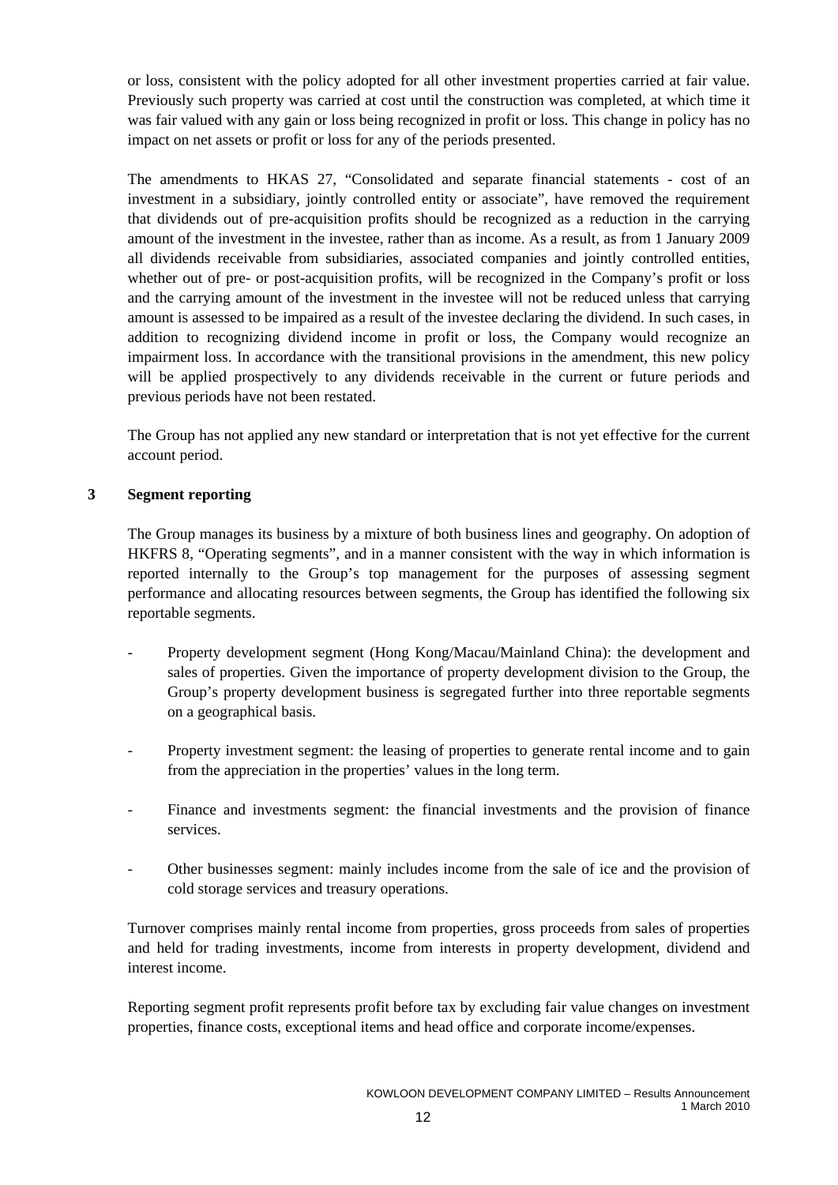or loss, consistent with the policy adopted for all other investment properties carried at fair value. Previously such property was carried at cost until the construction was completed, at which time it was fair valued with any gain or loss being recognized in profit or loss. This change in policy has no impact on net assets or profit or loss for any of the periods presented.

The amendments to HKAS 27, "Consolidated and separate financial statements - cost of an investment in a subsidiary, jointly controlled entity or associate", have removed the requirement that dividends out of pre-acquisition profits should be recognized as a reduction in the carrying amount of the investment in the investee, rather than as income. As a result, as from 1 January 2009 all dividends receivable from subsidiaries, associated companies and jointly controlled entities, whether out of pre- or post-acquisition profits, will be recognized in the Company's profit or loss and the carrying amount of the investment in the investee will not be reduced unless that carrying amount is assessed to be impaired as a result of the investee declaring the dividend. In such cases, in addition to recognizing dividend income in profit or loss, the Company would recognize an impairment loss. In accordance with the transitional provisions in the amendment, this new policy will be applied prospectively to any dividends receivable in the current or future periods and previous periods have not been restated.

The Group has not applied any new standard or interpretation that is not yet effective for the current account period.

## 3 Segment reporting

The Group manages its business by a mixture of both business lines and geography. On adoption of HKFRS 8, "Operating segments", and in a manner consistent with the way in which information is reported internally to the Group's top management for the purposes of assessing segment performance and allocating resources between segments, the Group has identified the following six reportable segments.

- Property development segment (Hong Kong/Macau/Mainland China): the development and sales of properties. Given the importance of property development division to the Group, the Group's property development business is segregated further into three reportable segments on a geographical basis.
- Property investment segment: the leasing of properties to generate rental income and to gain from the appreciation in the properties' values in the long term.
- Finance and investments segment: the financial investments and the provision of finance services.
- Other businesses segment: mainly includes income from the sale of ice and the provision of cold storage services and treasury operations.

Turnover comprises mainly rental income from properties, gross proceeds from sales of properties and held for trading investments, income from interests in property development, dividend and interest income.

Reporting segment profit represents profit before tax by excluding fair value changes on investment properties, finance costs, exceptional items and head office and corporate income/expenses.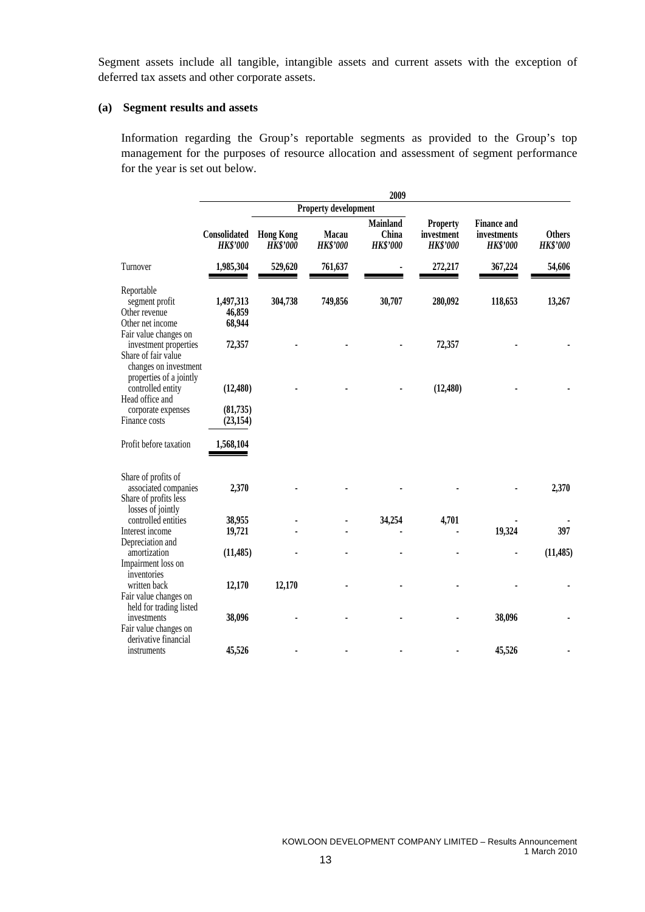Segment assets include all tangible, intangible assets and current assets with the exception of deferred tax assets and other corporate assets.

**(a) Segment results and assets**

Information regarding the Group's reportable segments as provided to the Group's top management for the purposes of resource allocation and assessment of segment performance for the year is set out below.

| | 2009 | | | | | | |
|---|---|---|---|---|---|---|---|
| | | Property development | | | | | |
| | Consolidated *HK$'000* | Hong Kong *HK$'000* | Macau *HK$'000* | Mainland China *HK$'000* | Property investment *HK$'000* | Finance and investments *HK$'000* | Others *HK$'000* |
| Turnover | 1,985,304 | 529,620 | 761,637 | - | 272,217 | 367,224 | 54,606 |
| Reportable segment profit | 1,497,313 | 304,738 | 749,856 | 30,707 | 280,092 | 118,653 | 13,267 |
| Other revenue | 46,859 | | | | | | |
| Other net income | 68,944 | | | | | | |
| Fair value changes on investment properties | 72,357 | - | - | - | 72,357 | - | - |
| Share of fair value changes on investment properties of a jointly controlled entity | (12,480) | - | - | - | (12,480) | - | - |
| Head office and corporate expenses | (81,735) | | | | | | |
| Finance costs | (23,154) | | | | | | |
| Profit before taxation | 1,568,104 | | | | | | |
| Share of profits of associated companies | 2,370 | - | - | - | - | - | 2,370 |
| Share of profits less losses of jointly controlled entities | 38,955 | - | - | 34,254 | 4,701 | - | - |
| Interest income | 19,721 | - | - | - | - | 19,324 | 397 |
| Depreciation and amortization | (11,485) | - | - | - | - | - | (11,485) |
| Impairment loss on inventories written back | 12,170 | 12,170 | - | - | - | - | - |
| Fair value changes on held for trading listed investments | 38,096 | - | - | - | - | 38,096 | - |
| Fair value changes on derivative financial instruments | 45,526 | - | - | - | - | 45,526 | - |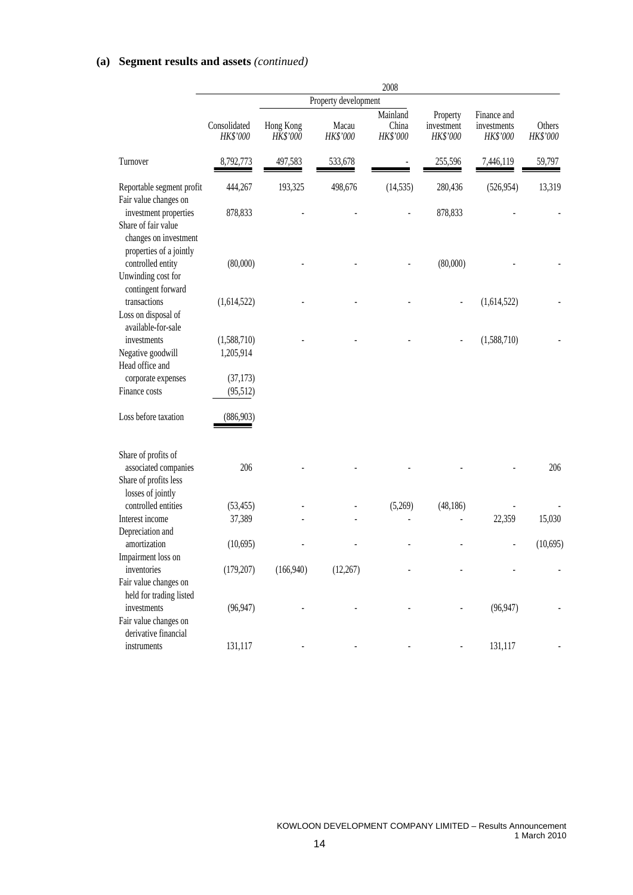## (a) Segment results and assets *(continued)*

| | 2008 | | | | | | |
|---|---|---|---|---|---|---|---|
| | | Property development | | | | | |
| | Consolidated *HK$'000* | Hong Kong *HK$'000* | Macau *HK$'000* | Mainland China *HK$'000* | Property investment *HK$'000* | Finance and investments *HK$'000* | Others *HK$'000* |
| Turnover | 8,792,773 | 497,583 | 533,678 | - | 255,596 | 7,446,119 | 59,797 |
| Reportable segment profit | 444,267 | 193,325 | 498,676 | (14,535) | 280,436 | (526,954) | 13,319 |
| Fair value changes on investment properties | 878,833 | - | - | - | 878,833 | - | - |
| Share of fair value changes on investment properties of a jointly controlled entity | (80,000) | - | - | - | (80,000) | - | - |
| Unwinding cost for contingent forward transactions | (1,614,522) | - | - | - | - | (1,614,522) | - |
| Loss on disposal of available-for-sale investments | (1,588,710) | - | - | - | - | (1,588,710) | - |
| Negative goodwill | 1,205,914 | | | | | | |
| Head office and corporate expenses | (37,173) | | | | | | |
| Finance costs | (95,512) | | | | | | |
| Loss before taxation | (886,903) | | | | | | |
| Share of profits of associated companies | 206 | - | - | - | - | - | 206 |
| Share of profits less losses of jointly controlled entities | (53,455) | - | - | (5,269) | (48,186) | - | - |
| Interest income | 37,389 | - | - | - | - | 22,359 | 15,030 |
| Depreciation and amortization | (10,695) | - | - | - | - | - | (10,695) |
| Impairment loss on inventories | (179,207) | (166,940) | (12,267) | - | - | - | - |
| Fair value changes on held for trading listed investments | (96,947) | - | - | - | - | (96,947) | - |
| Fair value changes on derivative financial instruments | 131,117 | - | - | - | - | 131,117 | - |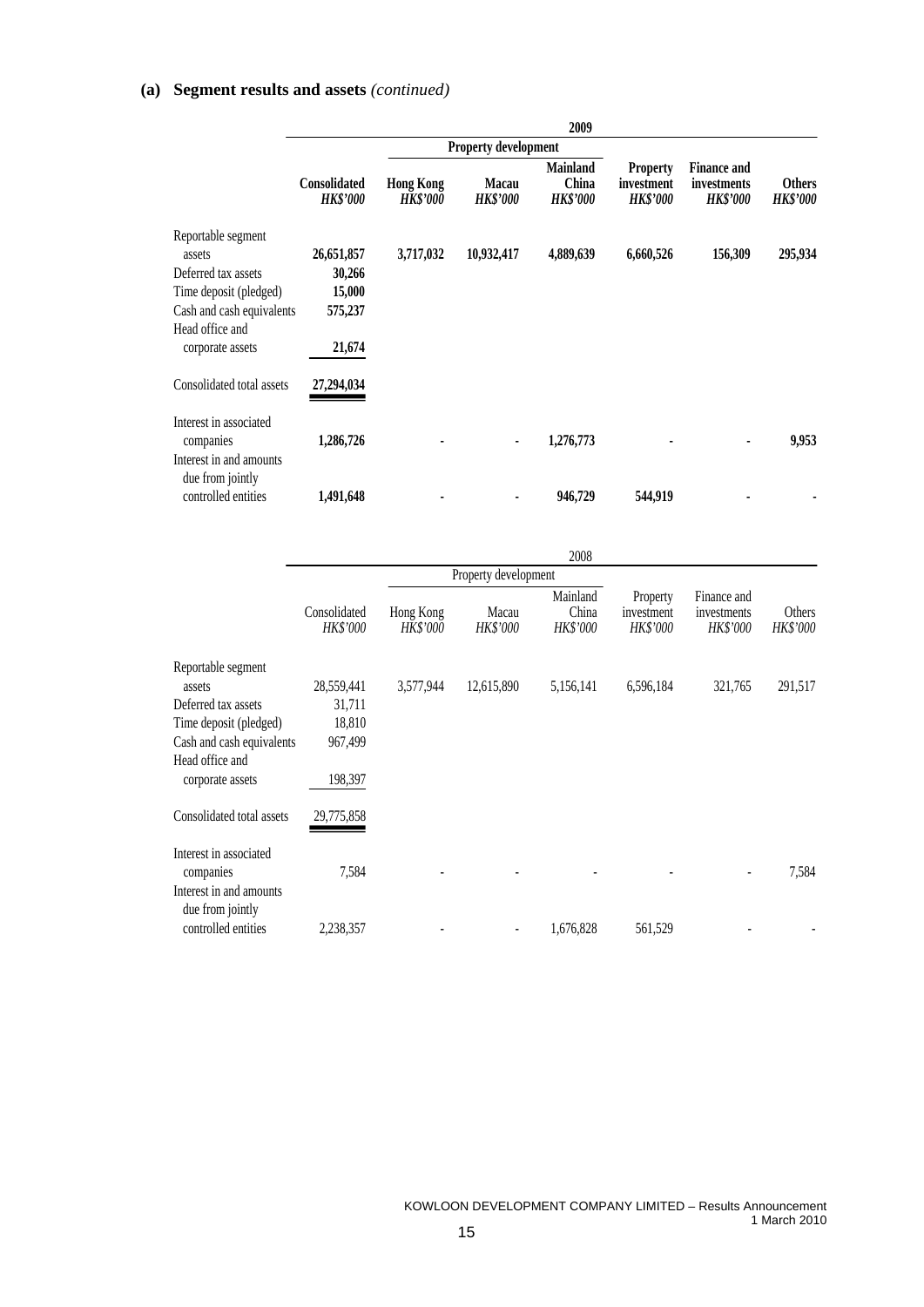## (a) Segment results and assets *(continued)*

| | 2009 | | | | | | |
|---|---|---|---|---|---|---|---|
| | | Property development | | | | | |
| | **Consolidated** *HK$'000* | **Hong Kong** *HK$'000* | **Macau** *HK$'000* | **Mainland China** *HK$'000* | **Property investment** *HK$'000* | **Finance and investments** *HK$'000* | **Others** *HK$'000* |
| Reportable segment assets | **26,651,857** | **3,717,032** | **10,932,417** | **4,889,639** | **6,660,526** | **156,309** | **295,934** |
| Deferred tax assets | **30,266** | | | | | | |
| Time deposit (pledged) | **15,000** | | | | | | |
| Cash and cash equivalents | **575,237** | | | | | | |
| Head office and corporate assets | **21,674** | | | | | | |
| Consolidated total assets | **27,294,034** | | | | | | |
| Interest in associated companies | **1,286,726** | **-** | **-** | **1,276,773** | **-** | **-** | **9,953** |
| Interest in and amounts due from jointly controlled entities | **1,491,648** | **-** | **-** | **946,729** | **544,919** | **-** | **-** |

| | 2008 | | | | | | |
|---|---|---|---|---|---|---|---|
| | | Property development | | | | | |
| | Consolidated *HK$'000* | Hong Kong *HK$'000* | Macau *HK$'000* | Mainland China *HK$'000* | Property investment *HK$'000* | Finance and investments *HK$'000* | Others *HK$'000* |
| Reportable segment assets | 28,559,441 | 3,577,944 | 12,615,890 | 5,156,141 | 6,596,184 | 321,765 | 291,517 |
| Deferred tax assets | 31,711 | | | | | | |
| Time deposit (pledged) | 18,810 | | | | | | |
| Cash and cash equivalents | 967,499 | | | | | | |
| Head office and corporate assets | 198,397 | | | | | | |
| Consolidated total assets | 29,775,858 | | | | | | |
| Interest in associated companies | 7,584 | - | - | - | - | - | 7,584 |
| Interest in and amounts due from jointly controlled entities | 2,238,357 | - | - | 1,676,828 | 561,529 | - | - |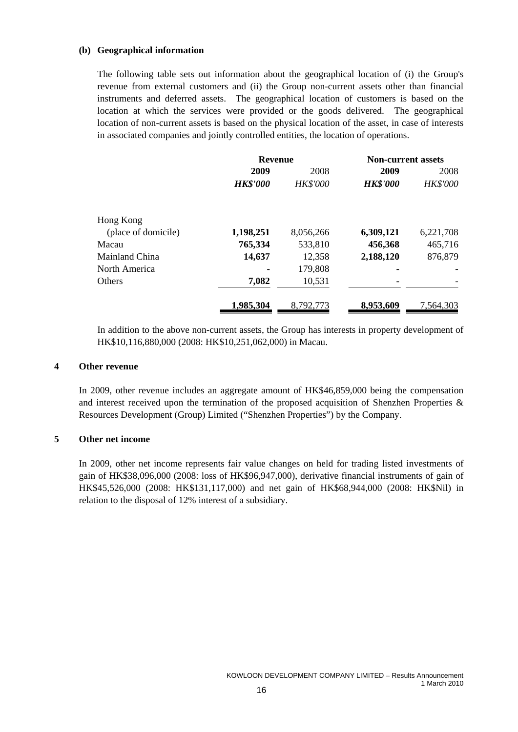**(b) Geographical information**

The following table sets out information about the geographical location of (i) the Group's revenue from external customers and (ii) the Group non-current assets other than financial instruments and deferred assets. The geographical location of customers is based on the location at which the services were provided or the goods delivered. The geographical location of non-current assets is based on the physical location of the asset, in case of interests in associated companies and jointly controlled entities, the location of operations.

| | Revenue | | Non-current assets | |
|---|---|---|---|---|
| | **2009** | 2008 | **2009** | 2008 |
| | ***HK$'000*** | *HK$'000* | ***HK$'000*** | *HK$'000* |
| Hong Kong (place of domicile) | **1,198,251** | 8,056,266 | **6,309,121** | 6,221,708 |
| Macau | **765,334** | 533,810 | **456,368** | 465,716 |
| Mainland China | **14,637** | 12,358 | **2,188,120** | 876,879 |
| North America | **-** | 179,808 | **-** | - |
| Others | **7,082** | 10,531 | **-** | - |
| | **1,985,304** | 8,792,773 | **8,953,609** | 7,564,303 |

In addition to the above non-current assets, the Group has interests in property development of HK$10,116,880,000 (2008: HK$10,251,062,000) in Macau.

## 4 Other revenue

In 2009, other revenue includes an aggregate amount of HK$46,859,000 being the compensation and interest received upon the termination of the proposed acquisition of Shenzhen Properties & Resources Development (Group) Limited ("Shenzhen Properties") by the Company.

## 5 Other net income

In 2009, other net income represents fair value changes on held for trading listed investments of gain of HK$38,096,000 (2008: loss of HK$96,947,000), derivative financial instruments of gain of HK$45,526,000 (2008: HK$131,117,000) and net gain of HK$68,944,000 (2008: HK$Nil) in relation to the disposal of 12% interest of a subsidiary.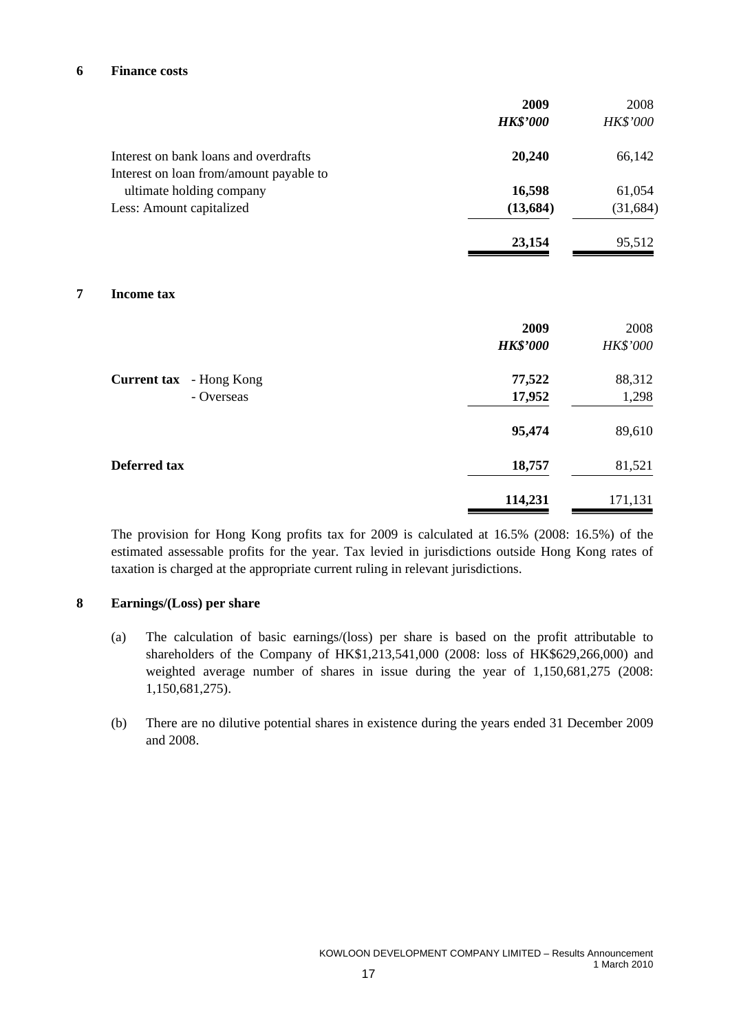## 6 Finance costs

| | 2009 | 2008 |
|---|---|---|
| | ***HK$'000*** | *HK$'000* |
| Interest on bank loans and overdrafts | **20,240** | 66,142 |
| Interest on loan from/amount payable to ultimate holding company | **16,598** | 61,054 |
| Less: Amount capitalized | **(13,684)** | (31,684) |
| | **23,154** | 95,512 |

## 7 Income tax

| | | 2009 | 2008 |
|---|---|---|---|
| | | ***HK$'000*** | *HK$'000* |
| **Current tax** | - Hong Kong | **77,522** | 88,312 |
| | - Overseas | **17,952** | 1,298 |
| | | **95,474** | 89,610 |
| **Deferred tax** | | **18,757** | 81,521 |
| | | **114,231** | 171,131 |

The provision for Hong Kong profits tax for 2009 is calculated at 16.5% (2008: 16.5%) of the estimated assessable profits for the year. Tax levied in jurisdictions outside Hong Kong rates of taxation is charged at the appropriate current ruling in relevant jurisdictions.

## 8 Earnings/(Loss) per share

(a) The calculation of basic earnings/(loss) per share is based on the profit attributable to shareholders of the Company of HK$1,213,541,000 (2008: loss of HK$629,266,000) and weighted average number of shares in issue during the year of 1,150,681,275 (2008: 1,150,681,275).

(b) There are no dilutive potential shares in existence during the years ended 31 December 2009 and 2008.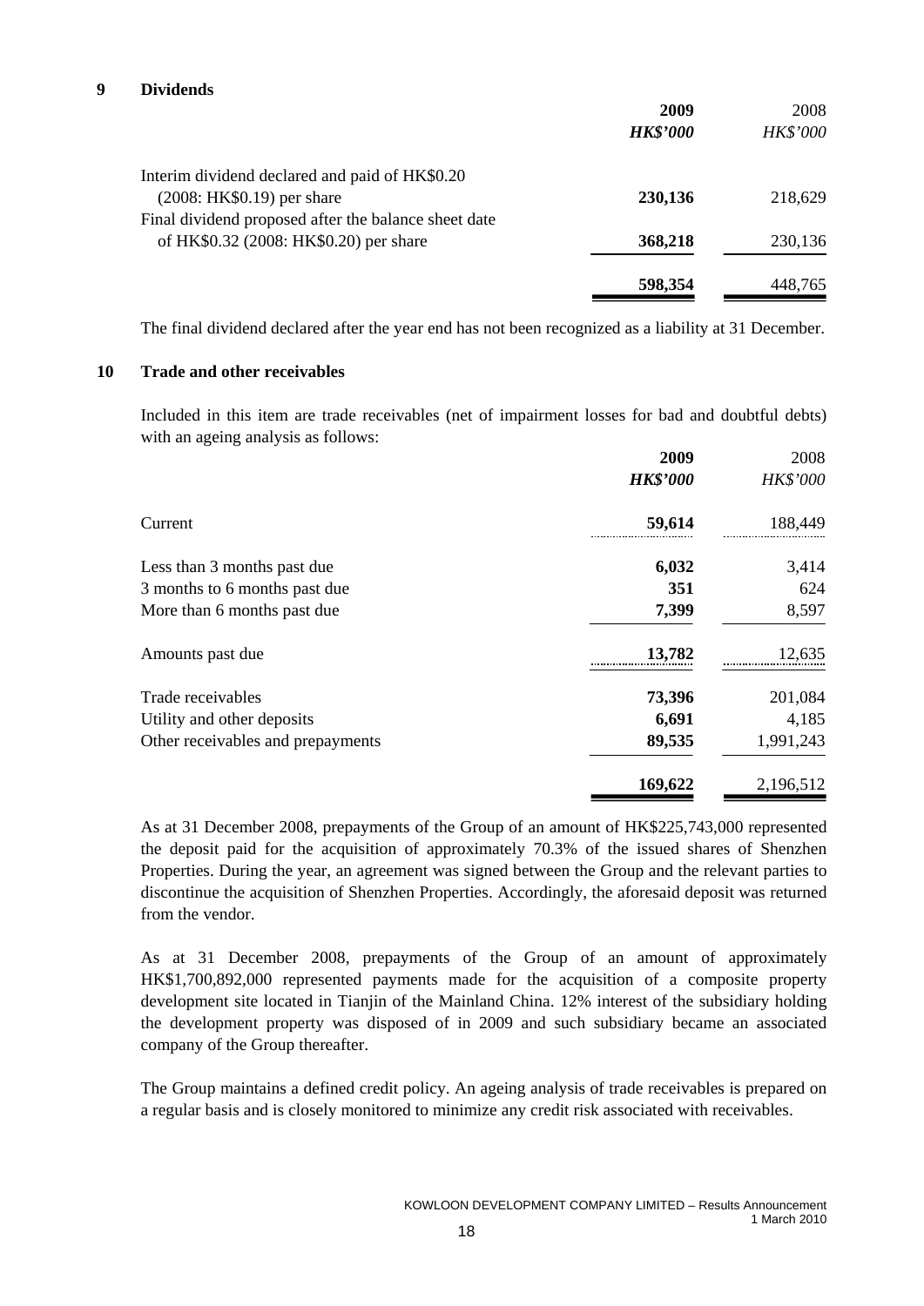## 9 Dividends

| | 2009 | 2008 |
|---|---|---|
| | ***HK$'000*** | *HK$'000* |
| Interim dividend declared and paid of HK$0.20 (2008: HK$0.19) per share | **230,136** | 218,629 |
| Final dividend proposed after the balance sheet date of HK$0.32 (2008: HK$0.20) per share | **368,218** | 230,136 |
| | **598,354** | 448,765 |

The final dividend declared after the year end has not been recognized as a liability at 31 December.

## 10 Trade and other receivables

Included in this item are trade receivables (net of impairment losses for bad and doubtful debts) with an ageing analysis as follows:

| | 2009 | 2008 |
|---|---|---|
| | ***HK$'000*** | *HK$'000* |
| Current | **59,614** | 188,449 |
| Less than 3 months past due | **6,032** | 3,414 |
| 3 months to 6 months past due | **351** | 624 |
| More than 6 months past due | **7,399** | 8,597 |
| Amounts past due | **13,782** | 12,635 |
| Trade receivables | **73,396** | 201,084 |
| Utility and other deposits | **6,691** | 4,185 |
| Other receivables and prepayments | **89,535** | 1,991,243 |
| | **169,622** | 2,196,512 |

As at 31 December 2008, prepayments of the Group of an amount of HK$225,743,000 represented the deposit paid for the acquisition of approximately 70.3% of the issued shares of Shenzhen Properties. During the year, an agreement was signed between the Group and the relevant parties to discontinue the acquisition of Shenzhen Properties. Accordingly, the aforesaid deposit was returned from the vendor.

As at 31 December 2008, prepayments of the Group of an amount of approximately HK$1,700,892,000 represented payments made for the acquisition of a composite property development site located in Tianjin of the Mainland China. 12% interest of the subsidiary holding the development property was disposed of in 2009 and such subsidiary became an associated company of the Group thereafter.

The Group maintains a defined credit policy. An ageing analysis of trade receivables is prepared on a regular basis and is closely monitored to minimize any credit risk associated with receivables.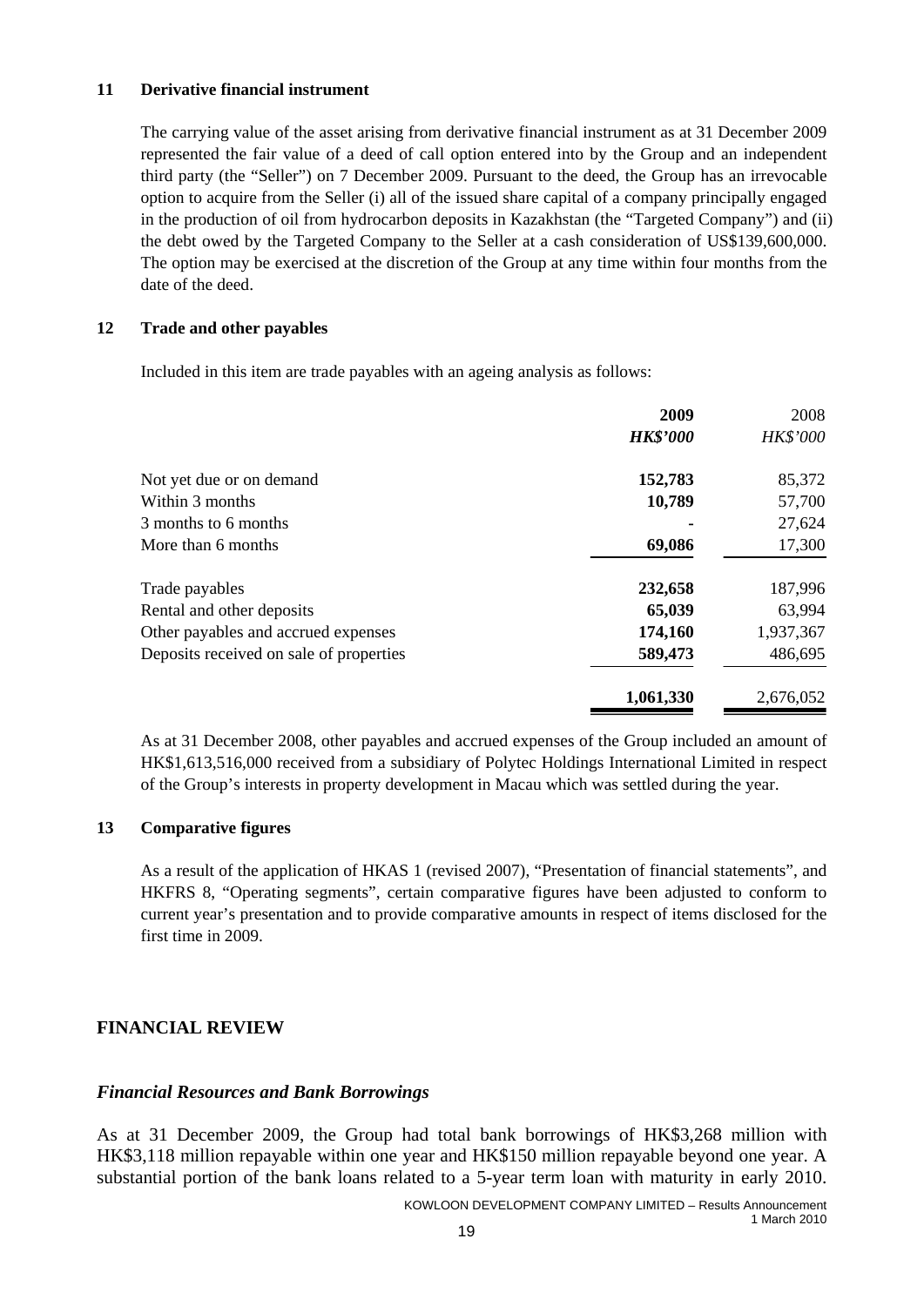### 11 Derivative financial instrument

The carrying value of the asset arising from derivative financial instrument as at 31 December 2009 represented the fair value of a deed of call option entered into by the Group and an independent third party (the "Seller") on 7 December 2009. Pursuant to the deed, the Group has an irrevocable option to acquire from the Seller (i) all of the issued share capital of a company principally engaged in the production of oil from hydrocarbon deposits in Kazakhstan (the "Targeted Company") and (ii) the debt owed by the Targeted Company to the Seller at a cash consideration of US$139,600,000. The option may be exercised at the discretion of the Group at any time within four months from the date of the deed.

### 12 Trade and other payables

Included in this item are trade payables with an ageing analysis as follows:

| | **2009** | 2008 |
|---|---|---|
| | ***HK$'000*** | *HK$'000* |
| Not yet due or on demand | **152,783** | 85,372 |
| Within 3 months | **10,789** | 57,700 |
| 3 months to 6 months | **-** | 27,624 |
| More than 6 months | **69,086** | 17,300 |
| Trade payables | **232,658** | 187,996 |
| Rental and other deposits | **65,039** | 63,994 |
| Other payables and accrued expenses | **174,160** | 1,937,367 |
| Deposits received on sale of properties | **589,473** | 486,695 |
| | **1,061,330** | 2,676,052 |

As at 31 December 2008, other payables and accrued expenses of the Group included an amount of HK$1,613,516,000 received from a subsidiary of Polytec Holdings International Limited in respect of the Group's interests in property development in Macau which was settled during the year.

### 13 Comparative figures

As a result of the application of HKAS 1 (revised 2007), "Presentation of financial statements", and HKFRS 8, "Operating segments", certain comparative figures have been adjusted to conform to current year's presentation and to provide comparative amounts in respect of items disclosed for the first time in 2009.

## FINANCIAL REVIEW

### *Financial Resources and Bank Borrowings*

As at 31 December 2009, the Group had total bank borrowings of HK$3,268 million with HK$3,118 million repayable within one year and HK$150 million repayable beyond one year. A substantial portion of the bank loans related to a 5-year term loan with maturity in early 2010.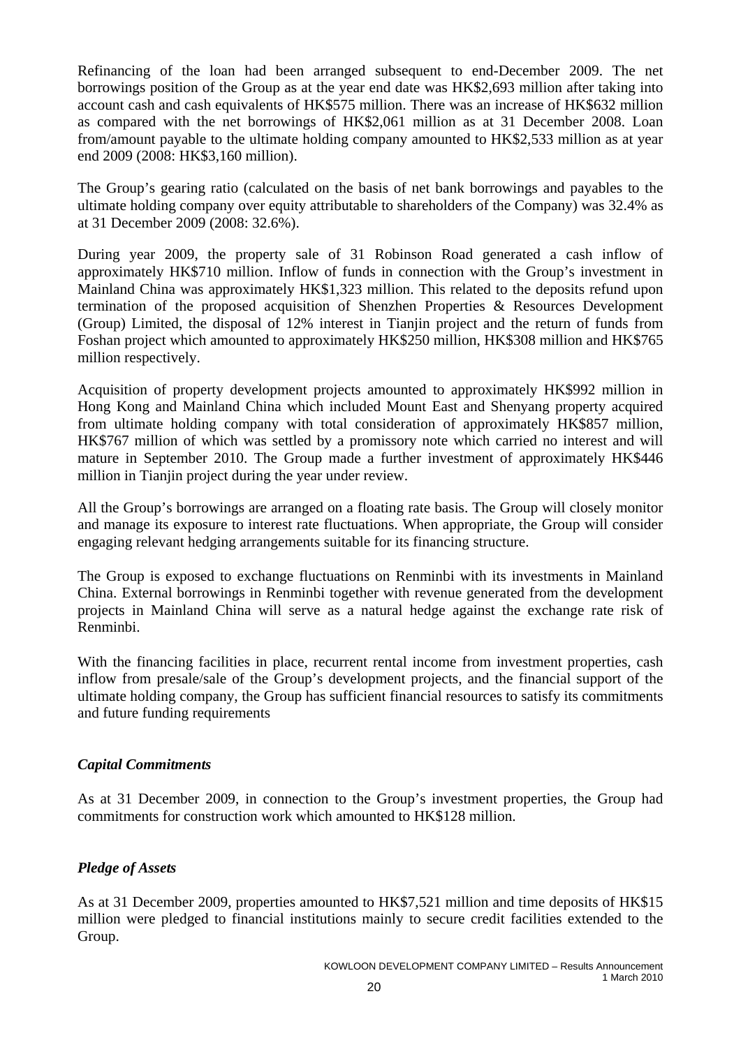Refinancing of the loan had been arranged subsequent to end-December 2009. The net borrowings position of the Group as at the year end date was HK$2,693 million after taking into account cash and cash equivalents of HK$575 million. There was an increase of HK$632 million as compared with the net borrowings of HK$2,061 million as at 31 December 2008. Loan from/amount payable to the ultimate holding company amounted to HK$2,533 million as at year end 2009 (2008: HK$3,160 million).

The Group's gearing ratio (calculated on the basis of net bank borrowings and payables to the ultimate holding company over equity attributable to shareholders of the Company) was 32.4% as at 31 December 2009 (2008: 32.6%).

During year 2009, the property sale of 31 Robinson Road generated a cash inflow of approximately HK$710 million. Inflow of funds in connection with the Group's investment in Mainland China was approximately HK$1,323 million. This related to the deposits refund upon termination of the proposed acquisition of Shenzhen Properties & Resources Development (Group) Limited, the disposal of 12% interest in Tianjin project and the return of funds from Foshan project which amounted to approximately HK$250 million, HK$308 million and HK$765 million respectively.

Acquisition of property development projects amounted to approximately HK$992 million in Hong Kong and Mainland China which included Mount East and Shenyang property acquired from ultimate holding company with total consideration of approximately HK$857 million, HK$767 million of which was settled by a promissory note which carried no interest and will mature in September 2010. The Group made a further investment of approximately HK$446 million in Tianjin project during the year under review.

All the Group's borrowings are arranged on a floating rate basis. The Group will closely monitor and manage its exposure to interest rate fluctuations. When appropriate, the Group will consider engaging relevant hedging arrangements suitable for its financing structure.

The Group is exposed to exchange fluctuations on Renminbi with its investments in Mainland China. External borrowings in Renminbi together with revenue generated from the development projects in Mainland China will serve as a natural hedge against the exchange rate risk of Renminbi.

With the financing facilities in place, recurrent rental income from investment properties, cash inflow from presale/sale of the Group's development projects, and the financial support of the ultimate holding company, the Group has sufficient financial resources to satisfy its commitments and future funding requirements

***Capital Commitments***

As at 31 December 2009, in connection to the Group's investment properties, the Group had commitments for construction work which amounted to HK$128 million.

***Pledge of Assets***

As at 31 December 2009, properties amounted to HK$7,521 million and time deposits of HK$15 million were pledged to financial institutions mainly to secure credit facilities extended to the Group.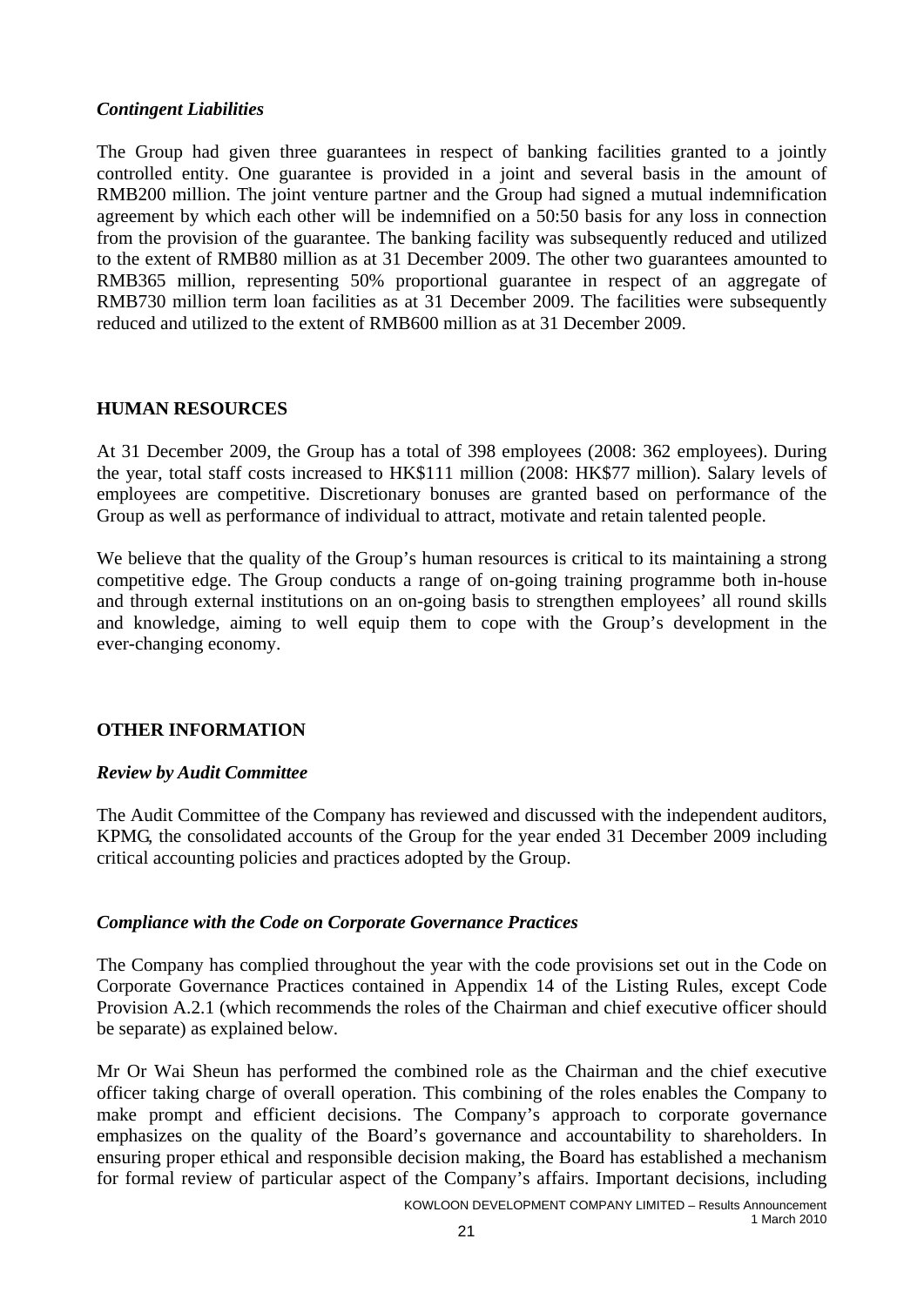### *Contingent Liabilities*

The Group had given three guarantees in respect of banking facilities granted to a jointly controlled entity. One guarantee is provided in a joint and several basis in the amount of RMB200 million. The joint venture partner and the Group had signed a mutual indemnification agreement by which each other will be indemnified on a 50:50 basis for any loss in connection from the provision of the guarantee. The banking facility was subsequently reduced and utilized to the extent of RMB80 million as at 31 December 2009. The other two guarantees amounted to RMB365 million, representing 50% proportional guarantee in respect of an aggregate of RMB730 million term loan facilities as at 31 December 2009. The facilities were subsequently reduced and utilized to the extent of RMB600 million as at 31 December 2009.

## HUMAN RESOURCES

At 31 December 2009, the Group has a total of 398 employees (2008: 362 employees). During the year, total staff costs increased to HK$111 million (2008: HK$77 million). Salary levels of employees are competitive. Discretionary bonuses are granted based on performance of the Group as well as performance of individual to attract, motivate and retain talented people.

We believe that the quality of the Group's human resources is critical to its maintaining a strong competitive edge. The Group conducts a range of on-going training programme both in-house and through external institutions on an on-going basis to strengthen employees' all round skills and knowledge, aiming to well equip them to cope with the Group's development in the ever-changing economy.

## OTHER INFORMATION

### *Review by Audit Committee*

The Audit Committee of the Company has reviewed and discussed with the independent auditors, KPMG, the consolidated accounts of the Group for the year ended 31 December 2009 including critical accounting policies and practices adopted by the Group.

### *Compliance with the Code on Corporate Governance Practices*

The Company has complied throughout the year with the code provisions set out in the Code on Corporate Governance Practices contained in Appendix 14 of the Listing Rules, except Code Provision A.2.1 (which recommends the roles of the Chairman and chief executive officer should be separate) as explained below.

Mr Or Wai Sheun has performed the combined role as the Chairman and the chief executive officer taking charge of overall operation. This combining of the roles enables the Company to make prompt and efficient decisions. The Company's approach to corporate governance emphasizes on the quality of the Board's governance and accountability to shareholders. In ensuring proper ethical and responsible decision making, the Board has established a mechanism for formal review of particular aspect of the Company's affairs. Important decisions, including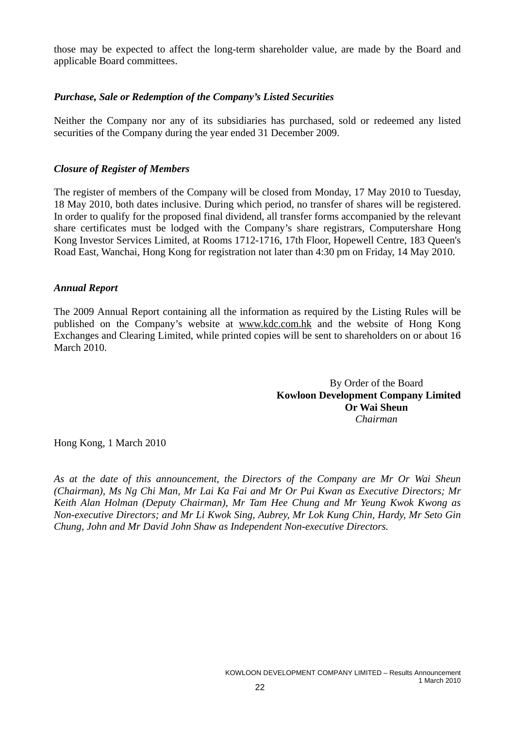those may be expected to affect the long-term shareholder value, are made by the Board and applicable Board committees.

### *Purchase, Sale or Redemption of the Company's Listed Securities*

Neither the Company nor any of its subsidiaries has purchased, sold or redeemed any listed securities of the Company during the year ended 31 December 2009.

### *Closure of Register of Members*

The register of members of the Company will be closed from Monday, 17 May 2010 to Tuesday, 18 May 2010, both dates inclusive. During which period, no transfer of shares will be registered. In order to qualify for the proposed final dividend, all transfer forms accompanied by the relevant share certificates must be lodged with the Company's share registrars, Computershare Hong Kong Investor Services Limited, at Rooms 1712-1716, 17th Floor, Hopewell Centre, 183 Queen's Road East, Wanchai, Hong Kong for registration not later than 4:30 pm on Friday, 14 May 2010.

### *Annual Report*

The 2009 Annual Report containing all the information as required by the Listing Rules will be published on the Company's website at www.kdc.com.hk and the website of Hong Kong Exchanges and Clearing Limited, while printed copies will be sent to shareholders on or about 16 March 2010.

By Order of the Board
**Kowloon Development Company Limited**
**Or Wai Sheun**
*Chairman*

Hong Kong, 1 March 2010

*As at the date of this announcement, the Directors of the Company are Mr Or Wai Sheun (Chairman), Ms Ng Chi Man, Mr Lai Ka Fai and Mr Or Pui Kwan as Executive Directors; Mr Keith Alan Holman (Deputy Chairman), Mr Tam Hee Chung and Mr Yeung Kwok Kwong as Non-executive Directors; and Mr Li Kwok Sing, Aubrey, Mr Lok Kung Chin, Hardy, Mr Seto Gin Chung, John and Mr David John Shaw as Independent Non-executive Directors.*